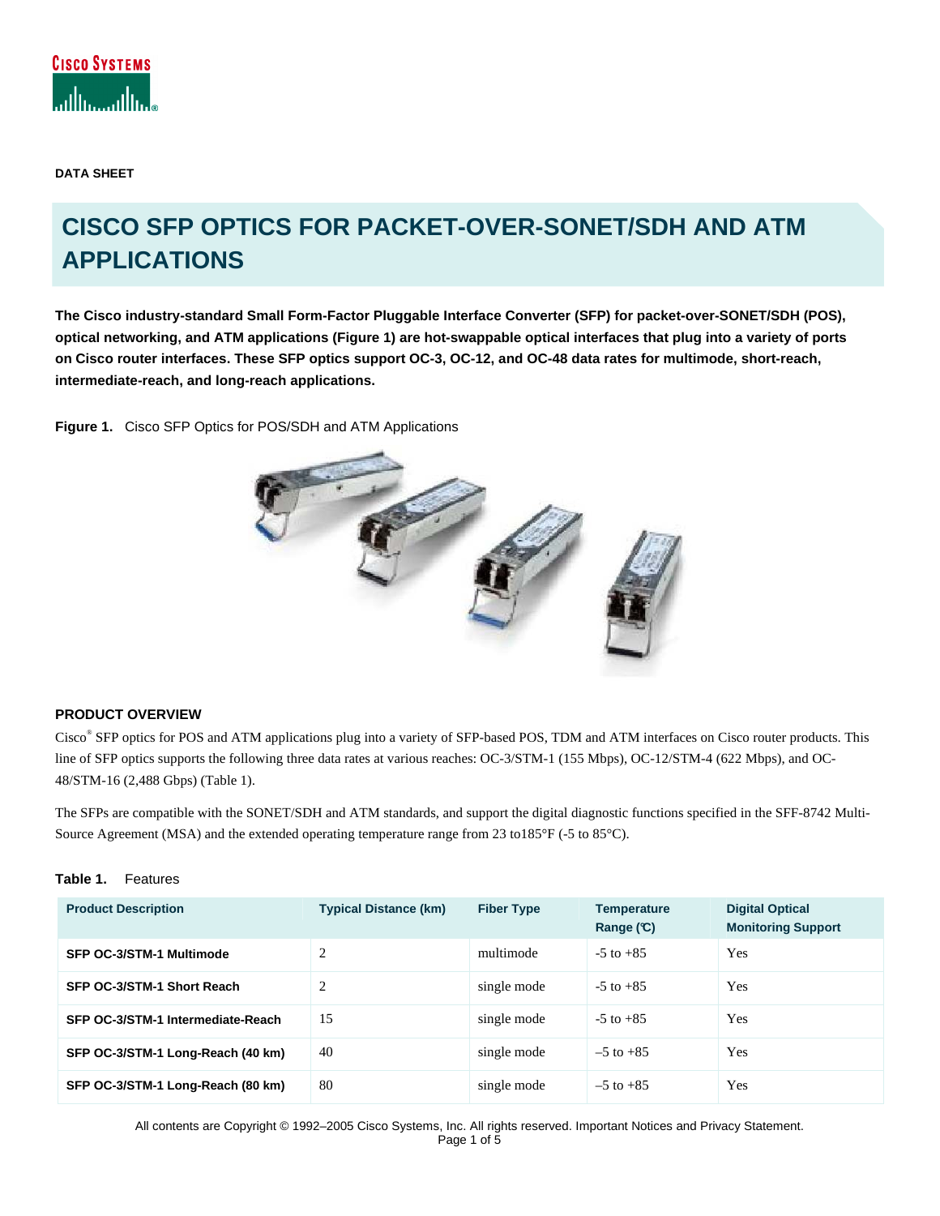DATA SHEET

# CISCO SFP OPTICS FOR PACKET-OVER-SONET/SDH AND ATM APPLICATIONS

**The Cisco industry-standard Small Form-Factor Pluggable Interface Converter (SFP) for packet-over-SONET/SDH (POS), optical networking, and ATM applications (Figure 1) are hot-swappable optical interfaces that plug into a variety of ports on Cisco router interfaces. These SFP optics support OC-3, OC-12, and OC-48 data rates for multimode, short-reach, intermediate-reach, and long-reach applications.**

**Figure 1.** Cisco SFP Optics for POS/SDH and ATM Applications

## PRODUCT OVERVIEW

Cisco® SFP optics for POS and ATM applications plug into a variety of SFP-based POS, TDM and ATM interfaces on Cisco router products. This line of SFP optics supports the following three data rates at various reaches: OC-3/STM-1 (155 Mbps), OC-12/STM-4 (622 Mbps), and OC-48/STM-16 (2,488 Gbps) (Table 1).

The SFPs are compatible with the SONET/SDH and ATM standards, and support the digital diagnostic functions specified in the SFF-8742 Multi-Source Agreement (MSA) and the extended operating temperature range from 23 to185°F (-5 to 85°C).

**Table 1.** Features

| Product Description | Typical Distance (km) | Fiber Type | Temperature Range (℃) | Digital Optical Monitoring Support |
|---|---|---|---|---|
| **SFP OC-3/STM-1 Multimode** | 2 | multimode | -5 to +85 | Yes |
| **SFP OC-3/STM-1 Short Reach** | 2 | single mode | -5 to +85 | Yes |
| **SFP OC-3/STM-1 Intermediate-Reach** | 15 | single mode | -5 to +85 | Yes |
| **SFP OC-3/STM-1 Long-Reach (40 km)** | 40 | single mode | –5 to +85 | Yes |
| **SFP OC-3/STM-1 Long-Reach (80 km)** | 80 | single mode | –5 to +85 | Yes |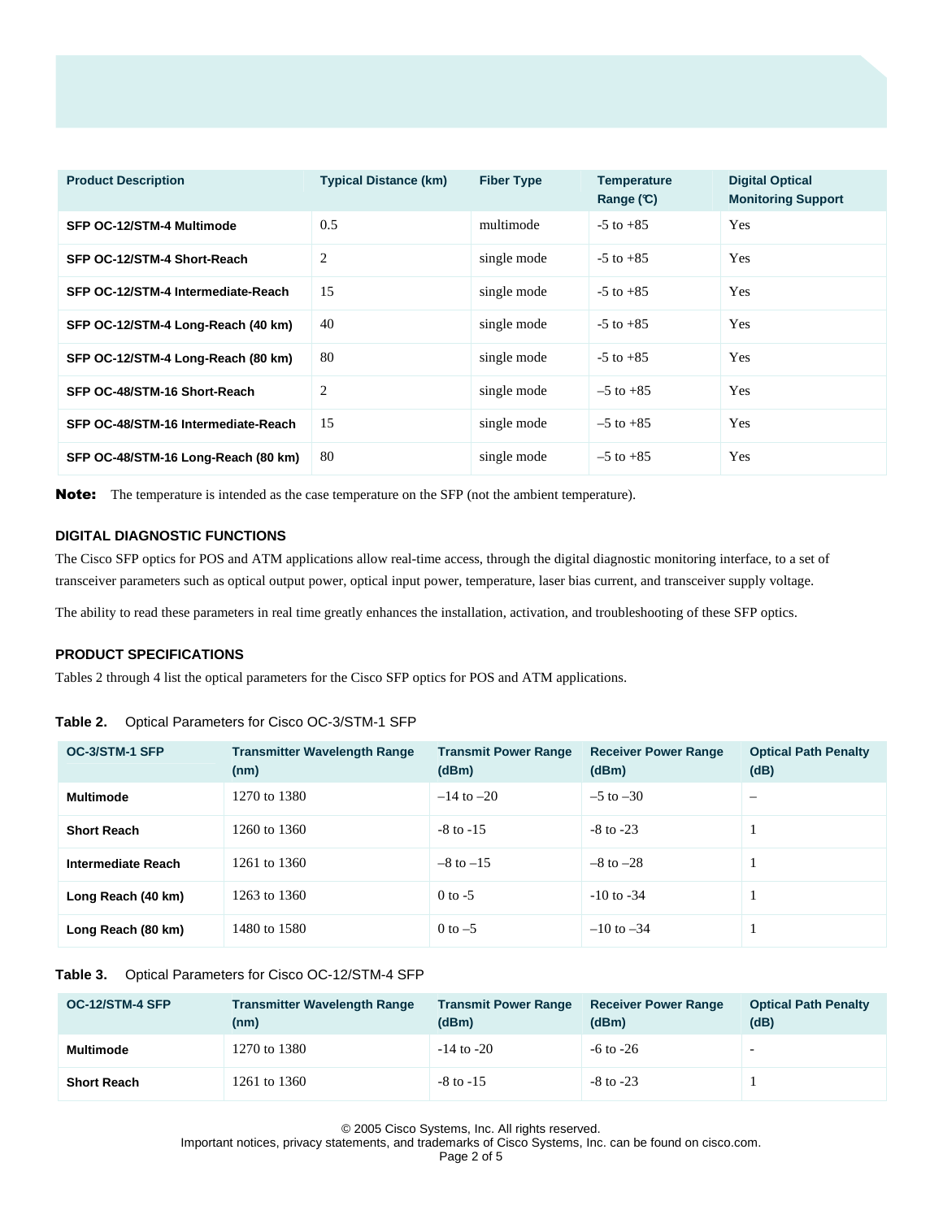| Product Description | Typical Distance (km) | Fiber Type | Temperature Range (℃) | Digital Optical Monitoring Support |
|---|---|---|---|---|
| **SFP OC-12/STM-4 Multimode** | 0.5 | multimode | -5 to +85 | Yes |
| **SFP OC-12/STM-4 Short-Reach** | 2 | single mode | -5 to +85 | Yes |
| **SFP OC-12/STM-4 Intermediate-Reach** | 15 | single mode | -5 to +85 | Yes |
| **SFP OC-12/STM-4 Long-Reach (40 km)** | 40 | single mode | -5 to +85 | Yes |
| **SFP OC-12/STM-4 Long-Reach (80 km)** | 80 | single mode | -5 to +85 | Yes |
| **SFP OC-48/STM-16 Short-Reach** | 2 | single mode | –5 to +85 | Yes |
| **SFP OC-48/STM-16 Intermediate-Reach** | 15 | single mode | –5 to +85 | Yes |
| **SFP OC-48/STM-16 Long-Reach (80 km)** | 80 | single mode | –5 to +85 | Yes |

**Note:** The temperature is intended as the case temperature on the SFP (not the ambient temperature).

### DIGITAL DIAGNOSTIC FUNCTIONS

The Cisco SFP optics for POS and ATM applications allow real-time access, through the digital diagnostic monitoring interface, to a set of transceiver parameters such as optical output power, optical input power, temperature, laser bias current, and transceiver supply voltage.

The ability to read these parameters in real time greatly enhances the installation, activation, and troubleshooting of these SFP optics.

### PRODUCT SPECIFICATIONS

Tables 2 through 4 list the optical parameters for the Cisco SFP optics for POS and ATM applications.

**Table 2.** Optical Parameters for Cisco OC-3/STM-1 SFP

| OC-3/STM-1 SFP | Transmitter Wavelength Range (nm) | Transmit Power Range (dBm) | Receiver Power Range (dBm) | Optical Path Penalty (dB) |
|---|---|---|---|---|
| **Multimode** | 1270 to 1380 | –14 to –20 | –5 to –30 | – |
| **Short Reach** | 1260 to 1360 | -8 to -15 | -8 to -23 | 1 |
| **Intermediate Reach** | 1261 to 1360 | –8 to –15 | –8 to –28 | 1 |
| **Long Reach (40 km)** | 1263 to 1360 | 0 to -5 | -10 to -34 | 1 |
| **Long Reach (80 km)** | 1480 to 1580 | 0 to –5 | –10 to –34 | 1 |

**Table 3.** Optical Parameters for Cisco OC-12/STM-4 SFP

| OC-12/STM-4 SFP | Transmitter Wavelength Range (nm) | Transmit Power Range (dBm) | Receiver Power Range (dBm) | Optical Path Penalty (dB) |
|---|---|---|---|---|
| **Multimode** | 1270 to 1380 | -14 to -20 | -6 to -26 | - |
| **Short Reach** | 1261 to 1360 | -8 to -15 | -8 to -23 | 1 |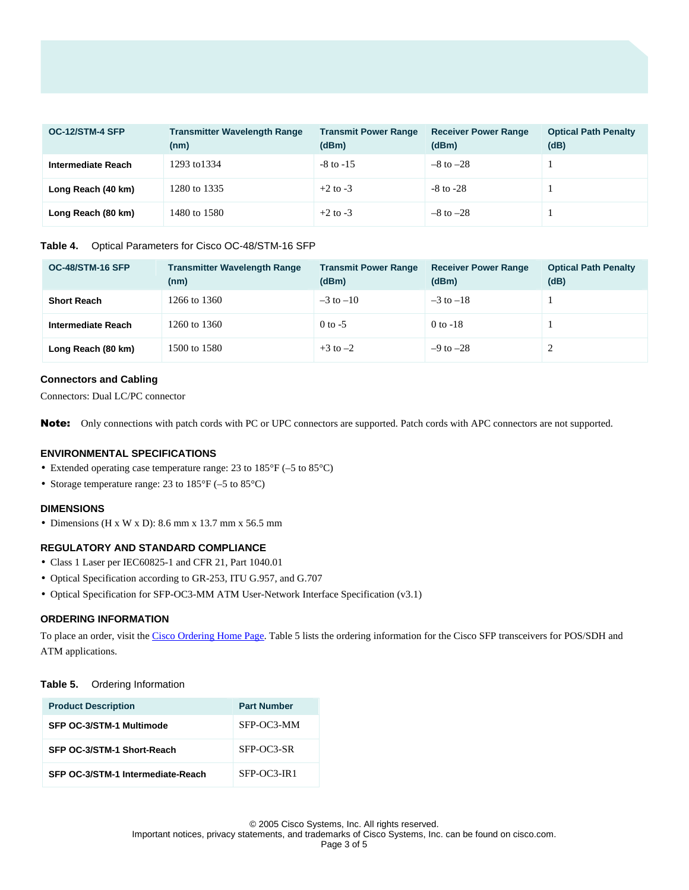| OC-12/STM-4 SFP | Transmitter Wavelength Range (nm) | Transmit Power Range (dBm) | Receiver Power Range (dBm) | Optical Path Penalty (dB) |
|---|---|---|---|---|
| **Intermediate Reach** | 1293 to1334 | -8 to -15 | –8 to –28 | 1 |
| **Long Reach (40 km)** | 1280 to 1335 | +2 to -3 | -8 to -28 | 1 |
| **Long Reach (80 km)** | 1480 to 1580 | +2 to -3 | –8 to –28 | 1 |

**Table 4.** Optical Parameters for Cisco OC-48/STM-16 SFP

| OC-48/STM-16 SFP | Transmitter Wavelength Range (nm) | Transmit Power Range (dBm) | Receiver Power Range (dBm) | Optical Path Penalty (dB) |
|---|---|---|---|---|
| **Short Reach** | 1266 to 1360 | –3 to –10 | –3 to –18 | 1 |
| **Intermediate Reach** | 1260 to 1360 | 0 to -5 | 0 to -18 | 1 |
| **Long Reach (80 km)** | 1500 to 1580 | +3 to –2 | –9 to –28 | 2 |

### Connectors and Cabling

Connectors: Dual LC/PC connector

**Note:** Only connections with patch cords with PC or UPC connectors are supported. Patch cords with APC connectors are not supported.

## ENVIRONMENTAL SPECIFICATIONS

- Extended operating case temperature range: 23 to 185°F (–5 to 85°C)
- Storage temperature range: 23 to 185°F (–5 to 85°C)

## DIMENSIONS

- Dimensions (H x W x D): 8.6 mm x 13.7 mm x 56.5 mm

## REGULATORY AND STANDARD COMPLIANCE

- Class 1 Laser per IEC60825-1 and CFR 21, Part 1040.01
- Optical Specification according to GR-253, ITU G.957, and G.707
- Optical Specification for SFP-OC3-MM ATM User-Network Interface Specification (v3.1)

## ORDERING INFORMATION

To place an order, visit the Cisco Ordering Home Page. Table 5 lists the ordering information for the Cisco SFP transceivers for POS/SDH and ATM applications.

**Table 5.** Ordering Information

| Product Description | Part Number |
|---|---|
| **SFP OC-3/STM-1 Multimode** | SFP-OC3-MM |
| **SFP OC-3/STM-1 Short-Reach** | SFP-OC3-SR |
| **SFP OC-3/STM-1 Intermediate-Reach** | SFP-OC3-IR1 |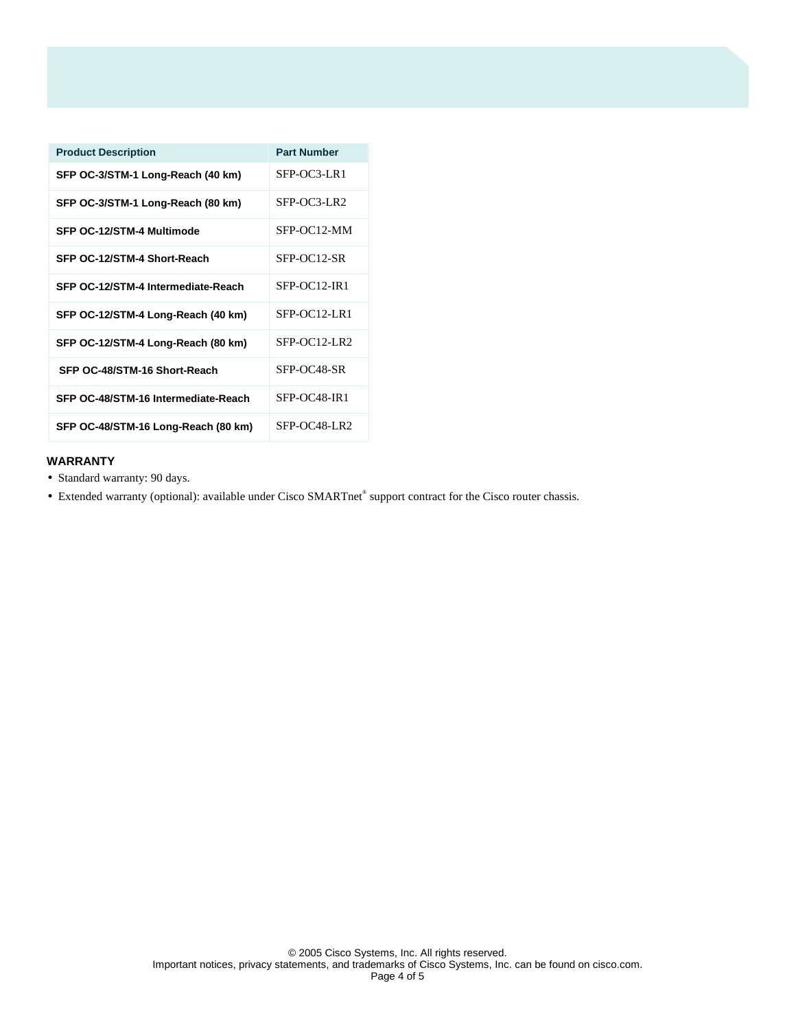| Product Description | Part Number |
|---|---|
| **SFP OC-3/STM-1 Long-Reach (40 km)** | SFP-OC3-LR1 |
| **SFP OC-3/STM-1 Long-Reach (80 km)** | SFP-OC3-LR2 |
| **SFP OC-12/STM-4 Multimode** | SFP-OC12-MM |
| **SFP OC-12/STM-4 Short-Reach** | SFP-OC12-SR |
| **SFP OC-12/STM-4 Intermediate-Reach** | SFP-OC12-IR1 |
| **SFP OC-12/STM-4 Long-Reach (40 km)** | SFP-OC12-LR1 |
| **SFP OC-12/STM-4 Long-Reach (80 km)** | SFP-OC12-LR2 |
| **SFP OC-48/STM-16 Short-Reach** | SFP-OC48-SR |
| **SFP OC-48/STM-16 Intermediate-Reach** | SFP-OC48-IR1 |
| **SFP OC-48/STM-16 Long-Reach (80 km)** | SFP-OC48-LR2 |

### WARRANTY

- Standard warranty: 90 days.
- Extended warranty (optional): available under Cisco SMARTnet® support contract for the Cisco router chassis.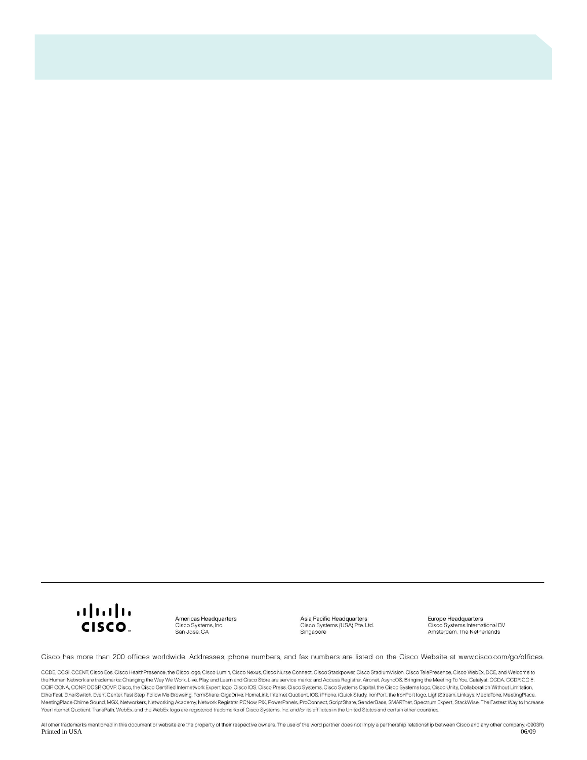Americas Headquarters
Cisco Systems, Inc.
San Jose, CA

Asia Pacific Headquarters
Cisco Systems (USA) Pte. Ltd.
Singapore

Europe Headquarters
Cisco Systems International BV
Amsterdam, The Netherlands

Cisco has more than 200 offices worldwide. Addresses, phone numbers, and fax numbers are listed on the Cisco Website at www.cisco.com/go/offices.

CCDE, CCSI, CCENT, Cisco Eos, Cisco HealthPresence, the Cisco logo, Cisco Lumin, Cisco Nexus, Cisco Nurse Connect, Cisco Stackpower, Cisco StadiumVision, Cisco TelePresence, Cisco WebEx, DCE, and Welcome to the Human Network are trademarks; Changing the Way We Work, Live, Play, and Learn and Cisco Store are service marks; and Access Registrar, Aironet, AsyncOS, Bringing the Meeting To You, Catalyst, CCDA, CCDP, CCIE, CCIP, CCNA, CCNP, CCSP, CCVP, Cisco, the Cisco Certified Internetwork Expert logo, Cisco IOS, Cisco Press, Cisco Systems, Cisco Systems Capital, the Cisco Systems logo, Cisco Unity, Collaboration Without Limitation, EtherFast, EtherSwitch, Event Center, Fast Step, Follow Me Browsing, FormShare, GigaDrive, HomeLink, Internet Quotient, IOS, iPhone, iQuick Study, IronPort, the IronPort logo, LightStream, Linksys, MediaTone, MeetingPlace, MeetingPlace Chime Sound, MGX, Networkers, Networking Academy, Network Registrar, PCNow, PIX, PowerPanels, ProConnect, ScriptShare, SenderBase, SMARTnet, Spectrum Expert, StackWise, The Fastest Way to Increase Your Internet Quotient, TransPath, WebEx, and the WebEx logo are registered trademarks of Cisco Systems, Inc. and/or its affiliates in the United States and certain other countries.

All other trademarks mentioned in this document or website are the property of their respective owners. The use of the word partner does not imply a partnership relationship between Cisco and any other company. (0903R)

Printed in USA 06/09